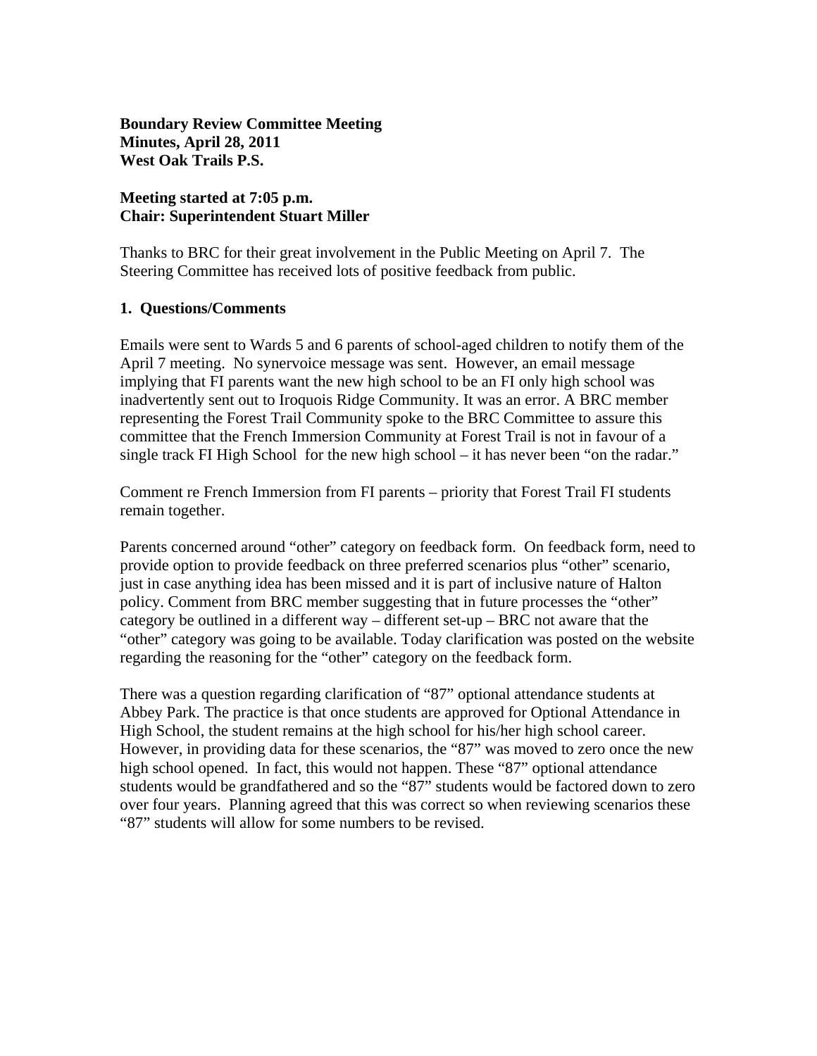**Boundary Review Committee Meeting**
**Minutes, April 28, 2011**
**West Oak Trails P.S.**

**Meeting started at 7:05 p.m.**
**Chair: Superintendent Stuart Miller**

Thanks to BRC for their great involvement in the Public Meeting on April 7. The Steering Committee has received lots of positive feedback from public.

## 1. Questions/Comments

Emails were sent to Wards 5 and 6 parents of school-aged children to notify them of the April 7 meeting. No synervoice message was sent. However, an email message implying that FI parents want the new high school to be an FI only high school was inadvertently sent out to Iroquois Ridge Community. It was an error. A BRC member representing the Forest Trail Community spoke to the BRC Committee to assure this committee that the French Immersion Community at Forest Trail is not in favour of a single track FI High School for the new high school – it has never been "on the radar."

Comment re French Immersion from FI parents – priority that Forest Trail FI students remain together.

Parents concerned around "other" category on feedback form. On feedback form, need to provide option to provide feedback on three preferred scenarios plus "other" scenario, just in case anything idea has been missed and it is part of inclusive nature of Halton policy. Comment from BRC member suggesting that in future processes the "other" category be outlined in a different way – different set-up – BRC not aware that the "other" category was going to be available. Today clarification was posted on the website regarding the reasoning for the "other" category on the feedback form.

There was a question regarding clarification of "87" optional attendance students at Abbey Park. The practice is that once students are approved for Optional Attendance in High School, the student remains at the high school for his/her high school career. However, in providing data for these scenarios, the "87" was moved to zero once the new high school opened. In fact, this would not happen. These "87" optional attendance students would be grandfathered and so the "87" students would be factored down to zero over four years. Planning agreed that this was correct so when reviewing scenarios these "87" students will allow for some numbers to be revised.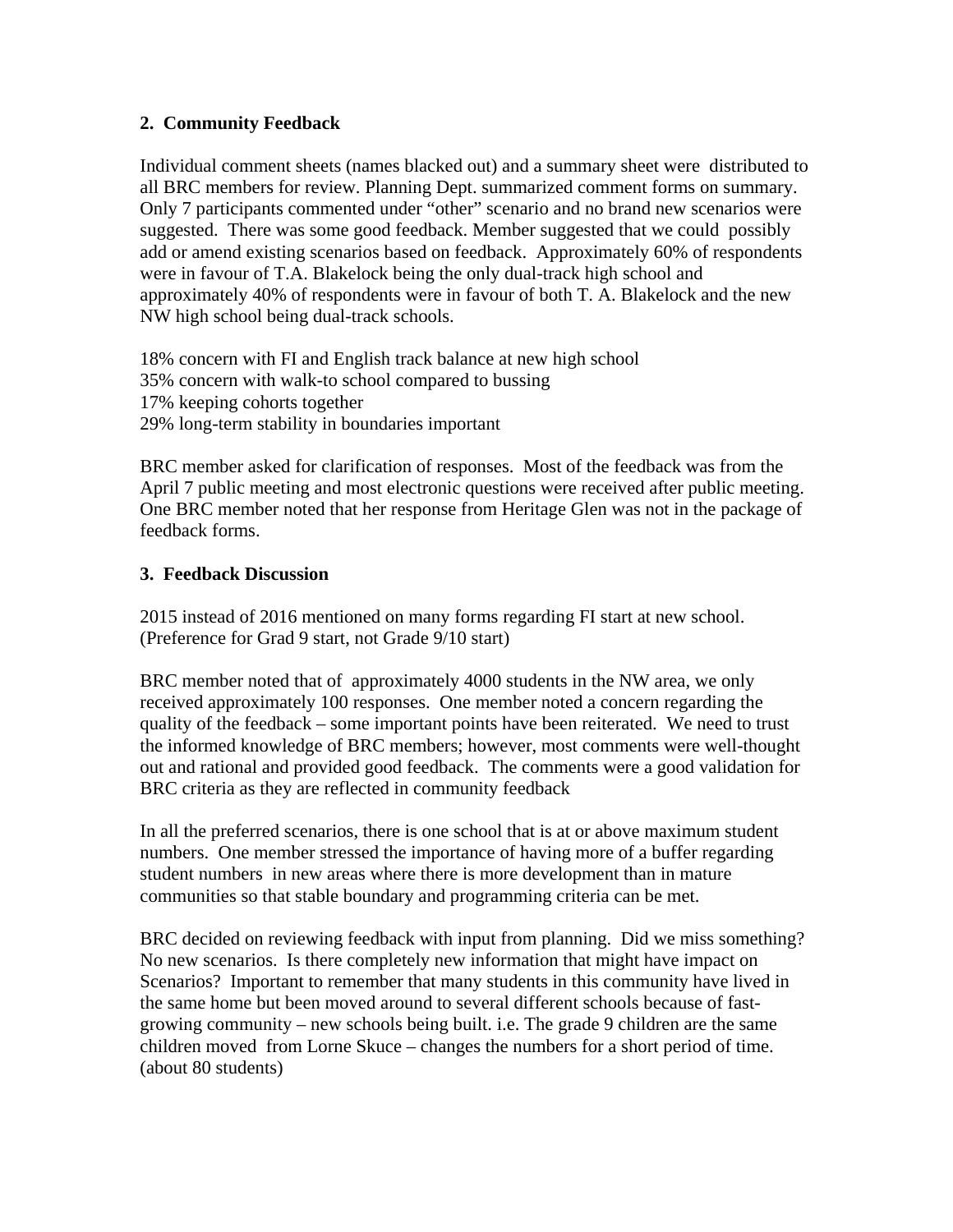**2. Community Feedback**

Individual comment sheets (names blacked out) and a summary sheet were distributed to all BRC members for review. Planning Dept. summarized comment forms on summary. Only 7 participants commented under "other" scenario and no brand new scenarios were suggested. There was some good feedback. Member suggested that we could possibly add or amend existing scenarios based on feedback. Approximately 60% of respondents were in favour of T.A. Blakelock being the only dual-track high school and approximately 40% of respondents were in favour of both T. A. Blakelock and the new NW high school being dual-track schools.

18% concern with FI and English track balance at new high school
35% concern with walk-to school compared to bussing
17% keeping cohorts together
29% long-term stability in boundaries important

BRC member asked for clarification of responses. Most of the feedback was from the April 7 public meeting and most electronic questions were received after public meeting. One BRC member noted that her response from Heritage Glen was not in the package of feedback forms.

**3. Feedback Discussion**

2015 instead of 2016 mentioned on many forms regarding FI start at new school. (Preference for Grad 9 start, not Grade 9/10 start)

BRC member noted that of approximately 4000 students in the NW area, we only received approximately 100 responses. One member noted a concern regarding the quality of the feedback – some important points have been reiterated. We need to trust the informed knowledge of BRC members; however, most comments were well-thought out and rational and provided good feedback. The comments were a good validation for BRC criteria as they are reflected in community feedback

In all the preferred scenarios, there is one school that is at or above maximum student numbers. One member stressed the importance of having more of a buffer regarding student numbers in new areas where there is more development than in mature communities so that stable boundary and programming criteria can be met.

BRC decided on reviewing feedback with input from planning. Did we miss something? No new scenarios. Is there completely new information that might have impact on Scenarios? Important to remember that many students in this community have lived in the same home but been moved around to several different schools because of fast-growing community – new schools being built. i.e. The grade 9 children are the same children moved from Lorne Skuce – changes the numbers for a short period of time. (about 80 students)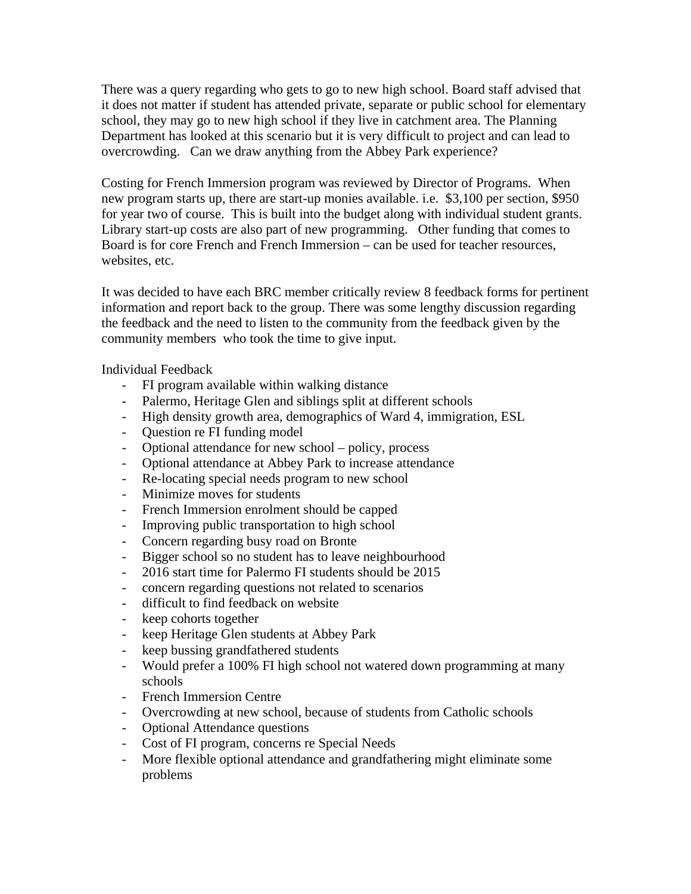There was a query regarding who gets to go to new high school. Board staff advised that it does not matter if student has attended private, separate or public school for elementary school, they may go to new high school if they live in catchment area. The Planning Department has looked at this scenario but it is very difficult to project and can lead to overcrowding. Can we draw anything from the Abbey Park experience?

Costing for French Immersion program was reviewed by Director of Programs. When new program starts up, there are start-up monies available. i.e. $3,100 per section, $950 for year two of course. This is built into the budget along with individual student grants. Library start-up costs are also part of new programming. Other funding that comes to Board is for core French and French Immersion – can be used for teacher resources, websites, etc.

It was decided to have each BRC member critically review 8 feedback forms for pertinent information and report back to the group. There was some lengthy discussion regarding the feedback and the need to listen to the community from the feedback given by the community members who took the time to give input.

Individual Feedback

- FI program available within walking distance
- Palermo, Heritage Glen and siblings split at different schools
- High density growth area, demographics of Ward 4, immigration, ESL
- Question re FI funding model
- Optional attendance for new school – policy, process
- Optional attendance at Abbey Park to increase attendance
- Re-locating special needs program to new school
- Minimize moves for students
- French Immersion enrolment should be capped
- Improving public transportation to high school
- Concern regarding busy road on Bronte
- Bigger school so no student has to leave neighbourhood
- 2016 start time for Palermo FI students should be 2015
- concern regarding questions not related to scenarios
- difficult to find feedback on website
- keep cohorts together
- keep Heritage Glen students at Abbey Park
- keep bussing grandfathered students
- Would prefer a 100% FI high school not watered down programming at many schools
- French Immersion Centre
- Overcrowding at new school, because of students from Catholic schools
- Optional Attendance questions
- Cost of FI program, concerns re Special Needs
- More flexible optional attendance and grandfathering might eliminate some problems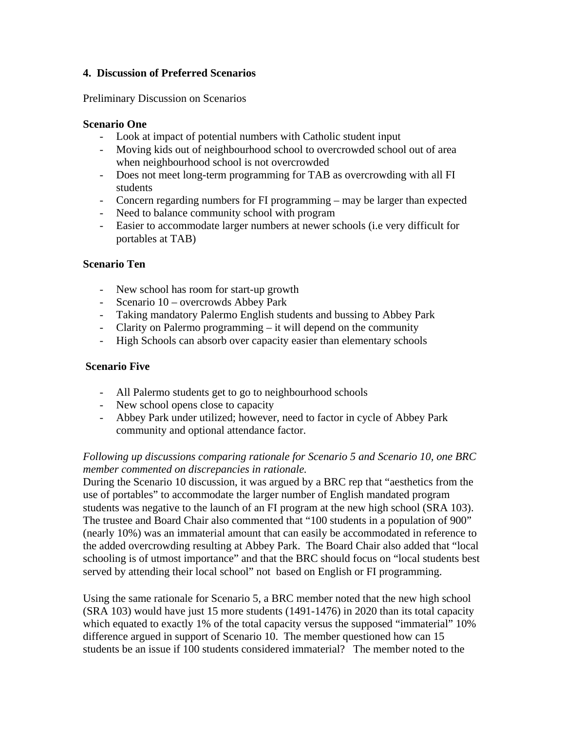**4. Discussion of Preferred Scenarios**

Preliminary Discussion on Scenarios

**Scenario One**

- Look at impact of potential numbers with Catholic student input
- Moving kids out of neighbourhood school to overcrowded school out of area when neighbourhood school is not overcrowded
- Does not meet long-term programming for TAB as overcrowding with all FI students
- Concern regarding numbers for FI programming – may be larger than expected
- Need to balance community school with program
- Easier to accommodate larger numbers at newer schools (i.e very difficult for portables at TAB)

**Scenario Ten**

- New school has room for start-up growth
- Scenario 10 – overcrowds Abbey Park
- Taking mandatory Palermo English students and bussing to Abbey Park
- Clarity on Palermo programming – it will depend on the community
- High Schools can absorb over capacity easier than elementary schools

**Scenario Five**

- All Palermo students get to go to neighbourhood schools
- New school opens close to capacity
- Abbey Park under utilized; however, need to factor in cycle of Abbey Park community and optional attendance factor.

*Following up discussions comparing rationale for Scenario 5 and Scenario 10, one BRC member commented on discrepancies in rationale.*

During the Scenario 10 discussion, it was argued by a BRC rep that "aesthetics from the use of portables" to accommodate the larger number of English mandated program students was negative to the launch of an FI program at the new high school (SRA 103). The trustee and Board Chair also commented that "100 students in a population of 900" (nearly 10%) was an immaterial amount that can easily be accommodated in reference to the added overcrowding resulting at Abbey Park. The Board Chair also added that "local schooling is of utmost importance" and that the BRC should focus on "local students best served by attending their local school" not based on English or FI programming.

Using the same rationale for Scenario 5, a BRC member noted that the new high school (SRA 103) would have just 15 more students (1491-1476) in 2020 than its total capacity which equated to exactly 1% of the total capacity versus the supposed "immaterial" 10% difference argued in support of Scenario 10. The member questioned how can 15 students be an issue if 100 students considered immaterial? The member noted to the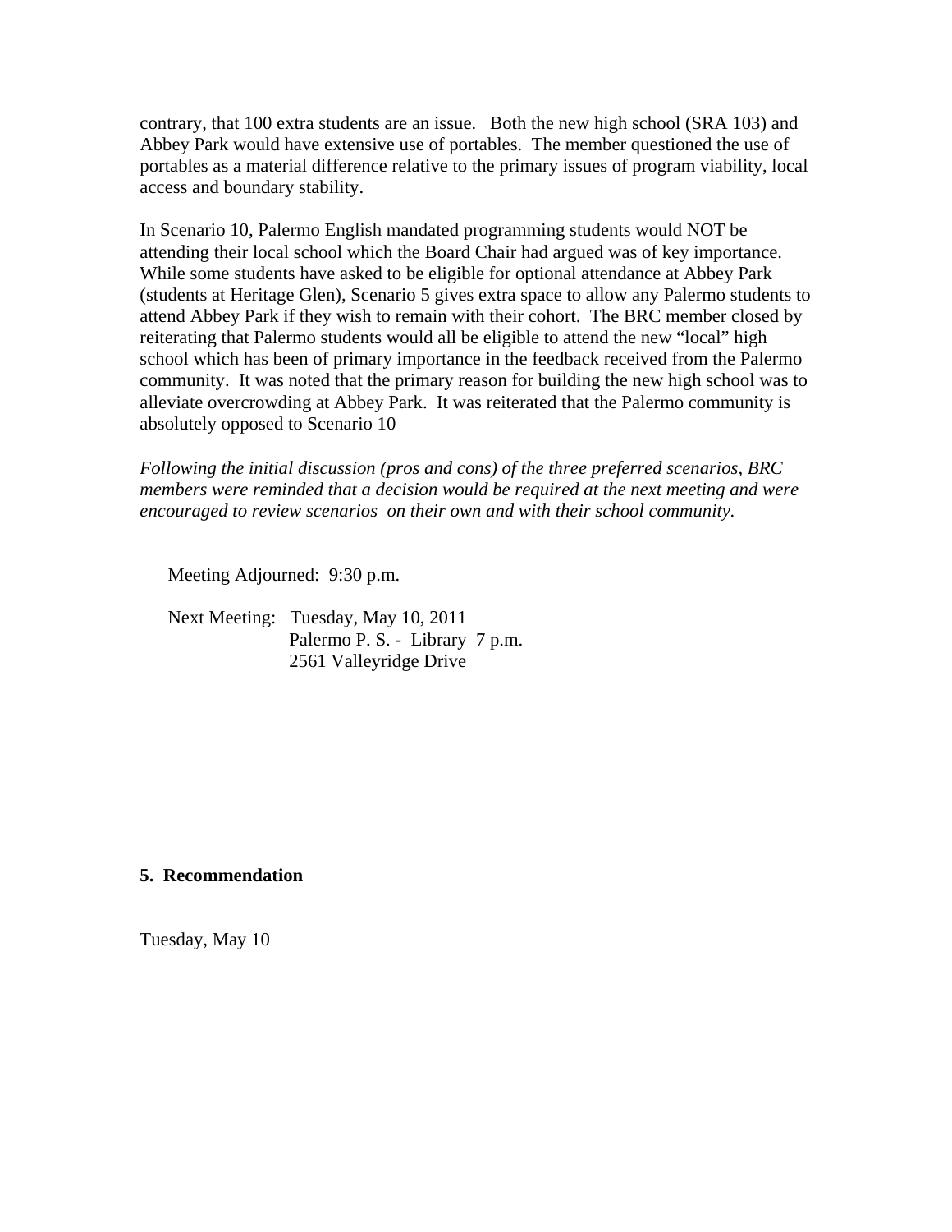contrary, that 100 extra students are an issue. Both the new high school (SRA 103) and Abbey Park would have extensive use of portables. The member questioned the use of portables as a material difference relative to the primary issues of program viability, local access and boundary stability.

In Scenario 10, Palermo English mandated programming students would NOT be attending their local school which the Board Chair had argued was of key importance. While some students have asked to be eligible for optional attendance at Abbey Park (students at Heritage Glen), Scenario 5 gives extra space to allow any Palermo students to attend Abbey Park if they wish to remain with their cohort. The BRC member closed by reiterating that Palermo students would all be eligible to attend the new "local" high school which has been of primary importance in the feedback received from the Palermo community. It was noted that the primary reason for building the new high school was to alleviate overcrowding at Abbey Park. It was reiterated that the Palermo community is absolutely opposed to Scenario 10

*Following the initial discussion (pros and cons) of the three preferred scenarios, BRC members were reminded that a decision would be required at the next meeting and were encouraged to review scenarios on their own and with their school community.*

Meeting Adjourned: 9:30 p.m.

Next Meeting: Tuesday, May 10, 2011
Palermo P. S. - Library 7 p.m.
2561 Valleyridge Drive

**5. Recommendation**

Tuesday, May 10